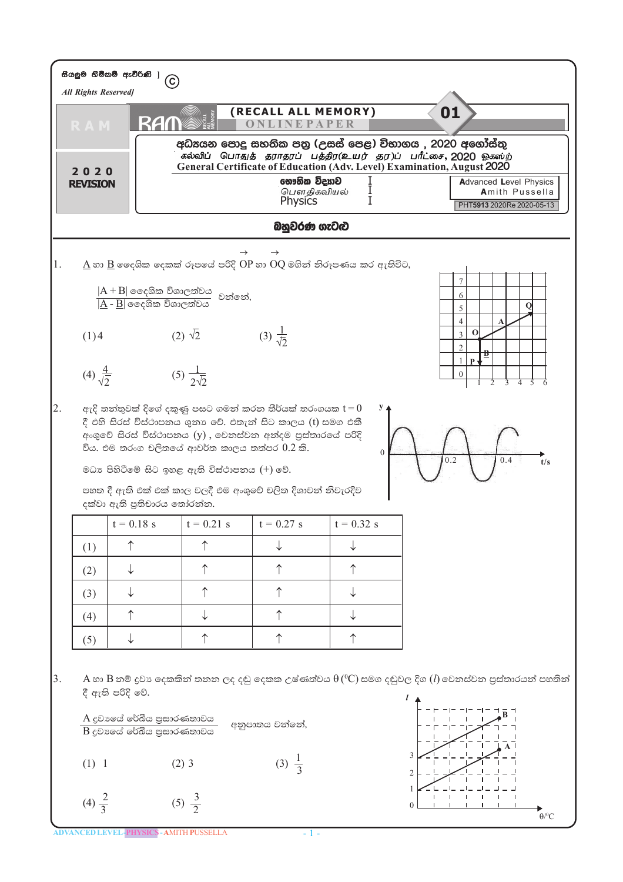සියලුම හිමිකම් ඇවිරිණි | ©
*All Rights Reserved]*

**RAM** | **(RECALL ALL MEMORY) ONLINE PAPER** | **01**

**2020 REVISION**

**අධ්‍යයන පොදු සහතික පත්‍ර (උසස් පෙළ) විභාගය , 2020 අගෝස්තු**
**கல்விப் பொதுத் தராதரப் பத்திர(உயர் தர)ப் பரீட்சை, 2020 ஓகஸ்ற்**
**General Certificate of Education (Adv. Level) Examination, August 2020**

**භෞතික විද්‍යාව I**
பௌதிகவியல் I
Physics I

Advanced Level Physics
Amith Pussella
PHT5913 2020Re 2020-05-13

## බහුවරණ ගැටළු

1. $\underline{A}$ හා $\underline{B}$ දෛශික දෙකක් රූපයේ පරිදි $\overrightarrow{OP}$ හා $\overrightarrow{OQ}$ මගින් නිරූපණය කර ඇතිවිට,

$$\frac{|A+B| \text{ දෛශික විශාලත්වය}}{|\underline{A}-\underline{B}| \text{ දෛශික විශාලත්වය}}$$ වන්නේ,

(1) 4 (2) $\sqrt{2}$ (3) $\frac{1}{\sqrt{2}}$

(4) $\frac{4}{\sqrt{2}}$ (5) $\frac{1}{2\sqrt{2}}$

2. ඇදි තන්තුවක් දිගේ දකුණු පසට ගමන් කරන තීර්යක් තරංගයක $t = 0$ දී එහි සිරස් විස්ථාපනය ශූන්‍ය වේ. එතැන් සිට කාලය (t) සමග එකී අංශුවේ සිරස් විස්ථාපනය $(y)$ , වෙනස්වන අන්දම ප්‍රස්තාරයේ පරිදි විය. එම තරංග චලිතයේ ආවර්ත කාලය තත්පර 0.2 කි.

මධ්‍ය පිහිටීමේ සිට ඉහළ ඇති විස්ථාපනය (+) වේ.

පහත දී ඇති එක් එක් කාල වලදී එම අංශුවේ චලිත දිශාවන් නිවැරදිව දක්වා ඇති ප්‍රතිචාරය තෝරන්න.

| | t = 0.18 s | t = 0.21 s | t = 0.27 s | t = 0.32 s |
|---|---|---|---|---|
| (1) | ↑ | ↑ | ↓ | ↓ |
| (2) | ↓ | ↑ | ↑ | ↑ |
| (3) | ↓ | ↑ | ↑ | ↓ |
| (4) | ↑ | ↓ | ↑ | ↓ |
| (5) | ↓ | ↑ | ↑ | ↑ |

3. A හා B නම් ද්‍රව්‍ය දෙකකින් තනන ලද දඬු දෙකක උෂ්ණත්වය $\theta$ ($^0$C) සමග දඬුවල දිග ($l$) වෙනස්වන ප්‍රස්තාරයන් පහතින් දී ඇති පරිදි වේ.

$$\frac{\text{A ද්‍රව්‍යයේ රේඛීය ප්‍රසාරණතාවය}}{\text{B ද්‍රව්‍යයේ රේඛීය ප්‍රසාරණතාවය}}$$ අනුපාතය වන්නේ,

(1) 1 (2) 3 (3) $\frac{1}{3}$

(4) $\frac{2}{3}$ (5) $\frac{3}{2}$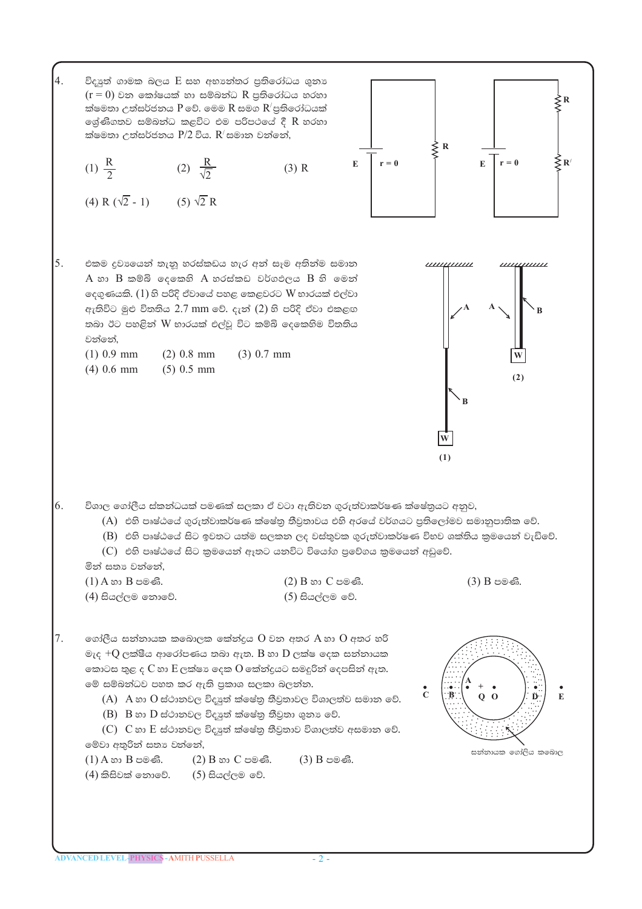4. විද්‍යුත් ගාමක බලය E සහ අභ්‍යන්තර ප්‍රතිරෝධය ශුන්‍ය ($r = 0$) වන කෝෂයක් හා සම්බන්ධ R ප්‍රතිරෝධය හරහා ක්ෂමතා උත්සර්ජනය P වේ. මෙම R සමග $R^{/}$ප්‍රතිරෝධයක් ශ්‍රේණිගතව සම්බන්ධ කළවිට එම පරිපථයේ දී R හරහා ක්ෂමතා උත්සර්ජනය P/2 විය. $R^{/}$ සමාන වන්නේ,

(1) $\frac{R}{2}$ (2) $\frac{R}{\sqrt{2}}$ (3) R

(4) $R(\sqrt{2} - 1)$ (5) $\sqrt{2}\,R$

5. එකම ද්‍රව්‍යයෙන් තැනූ හරස්කඩය හැර අන් සෑම අතින්ම සමාන A හා B කම්බි දෙකෙහි A හරස්කඩ වර්ගඵලය B හි මෙන් දෙගුණයකි. (1) හි පරිදි ඒවායේ පහළ කෙළවරට W භාරයක් එල්වා ඇතිවිට මුළු විතතිය 2.7 mm වේ. දැන් (2) හි පරිදි ඒවා එකළඟ තබා ඊට පහළින් W භාරයක් එල්වූ විට කම්බි දෙකෙහිම විතතිය වන්නේ,

(1) 0.9 mm (2) 0.8 mm (3) 0.7 mm

(4) 0.6 mm (5) 0.5 mm

6. විශාල ගෝලීය ස්කන්ධයක් පමණක් සලකා ඒ වටා ඇතිවන ගුරුත්වාකර්ෂණ ක්ෂේත්‍රයට අනුව,

(A) එහි පෘෂ්ඨයේ ගුරුත්වාකර්ෂණ ක්ෂේත්‍ර තීව්‍රතාවය එහි අරයේ වර්ගයට ප්‍රතිලෝමව සමානුපාතික වේ.

(B) එහි පෘෂ්ඨයේ සිට ඉවතට යත්ම සලකන ලද වස්තුවක ගුරුත්වාකර්ෂණ විභව ශක්තිය ක්‍රමයෙන් වැඩිවේ.

(C) එහි පෘෂ්ඨයේ සිට ක්‍රමයෙන් ඈතට යනවිට විමෝග ප්‍රවේගය ක්‍රමයෙන් අඩුවේ.

මින් සත්‍ය වන්නේ,

(1) A හා B පමණි. (2) B හා C පමණි. (3) B පමණි.

(4) සියල්ලම නොවේ. (5) සියල්ලම වේ.

7. ගෝලීය සන්නායක කබොලක කේන්ද්‍රය O වන අතර A හා O අතර හරි මැද +Q ලක්ෂීය ආරෝපණය තබා ඇත. B හා D ලක්ෂ දෙක සන්නායක කොටස තුළ ද C හා E ලක්ෂ්‍ය දෙක O කේන්ද්‍රයට සමදුරින් දෙපසින් ඇත. මේ සම්බන්ධව පහත කර ඇති ප්‍රකාශ සලකා බලන්න.

(A) A හා O ස්ථානවල විද්‍යුත් ක්ෂේත්‍ර තීව්‍රතාවල විශාලත්ව සමාන වේ.

(B) B හා D ස්ථානවල විද්‍යුත් ක්ෂේත්‍ර තීව්‍රතා ශුන්‍ය වේ.

(C) C හා E ස්ථානවල විද්‍යුත් ක්ෂේත්‍ර තීව්‍රතාව විශාලත්ව අසමාන වේ.

මේවා අතුරින් සත්‍ය වන්නේ,

(1) A හා B පමණි. (2) B හා C පමණි. (3) B පමණි.

(4) කිසිවක් නොවේ. (5) සියල්ලම වේ.

සන්නායක ගෝලීය කබොල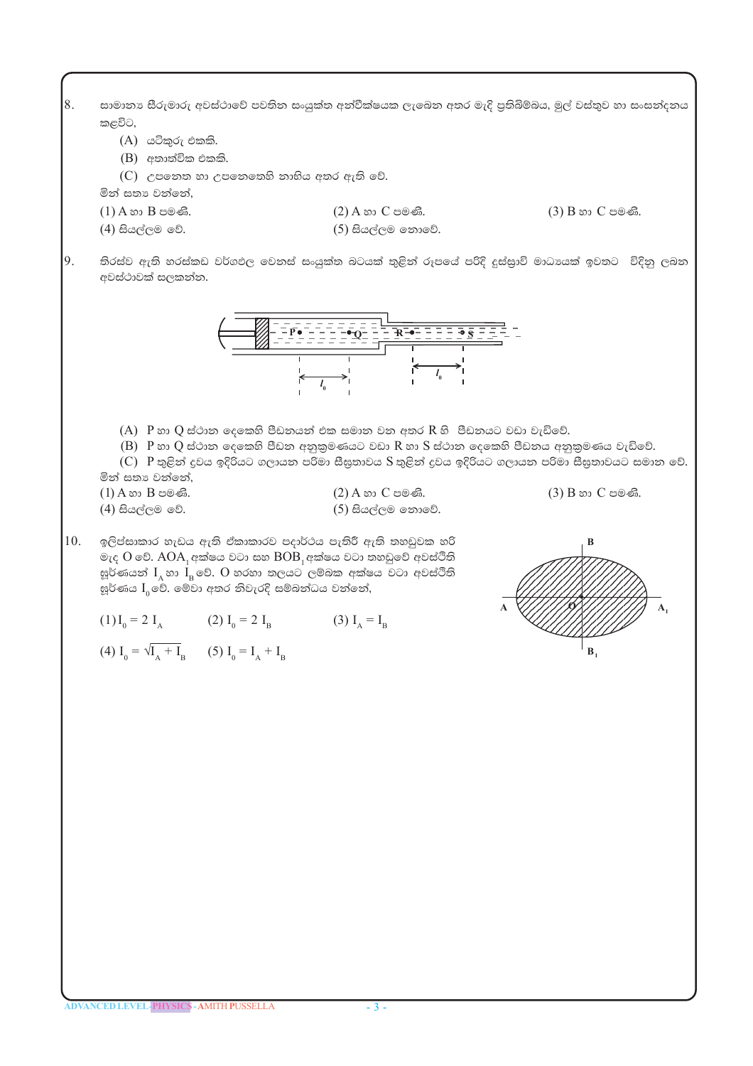8. සාමාන්‍ය සීරුමාරු අවස්ථාවේ පවතින සංයුක්ත අන්වීක්ෂයක ලැබෙන අතර මැදි ප්‍රතිබිම්බය, මුල් වස්තුව හා සංසන්දනය කළවිට,

   (A) යටිකුරු එකකි.
   (B) අතාත්වික එකකි.
   (C) උපනෙත හා උපනෙතෙහි නාභිය අතර ඇති වේ.

   මින් සත්‍ය වන්නේ,

   (1) A හා B පමණි. (2) A හා C පමණි. (3) B හා C පමණි.
   (4) සියල්ලම වේ. (5) සියල්ලම නොවේ.

9. තිරස්ව ඇති හරස්කඩ වර්ගඵල වෙනස් සංයුක්ත බටයක් තුළින් රූපයේ පරිදි දුස්ස්‍රාවී මාධ්‍යයක් ඉවතට විදිනු ලබන අවස්ථාවක් සලකන්න.

   P Q R S
   $l_0$ $l_0$

   (A) P හා Q ස්ථාන දෙකෙහි පීඩනයන් එක සමාන වන අතර R හි පීඩනයට වඩා වැඩිවේ.
   (B) P හා Q ස්ථාන දෙකෙහි පීඩන අනුක්‍රමණයට වඩා R හා S ස්ථාන දෙකෙහි පීඩනය අනුක්‍රමණය වැඩිවේ.
   (C) P තුළින් ද්‍රවය ඉදිරියට ගලායන පරිමා සීඝ්‍රතාවය S තුළින් ද්‍රවය ඉදිරියට ගලායන පරිමා සීඝ්‍රතාවයට සමාන වේ.

   මින් සත්‍ය වන්නේ,

   (1) A හා B පමණි. (2) A හා C පමණි. (3) B හා C පමණි.
   (4) සියල්ලම වේ. (5) සියල්ලම නොවේ.

10. ඉලිප්සාකාර හැඩය ඇති ඒකාකාරව පදාර්ථය පැතිරී ඇති තහඩුවක හරි මැද O වේ. $AOA_1$ අක්ෂය වටා සහ $BOB_1$ අක්ෂය වටා තහඩුවේ අවස්ථිති ඝූර්ණයන් $I_A$ හා $I_B$ වේ. O හරහා තලයට ලම්බක අක්ෂය වටා අවස්ථිති ඝූර්ණය $I_0$ වේ. මේවා අතර නිවැරදි සම්බන්ධය වන්නේ,

   B
   A O $A_1$
   $B_1$

   (1) $I_0 = 2\,I_A$ (2) $I_0 = 2\,I_B$ (3) $I_A = I_B$
   (4) $I_0 = \sqrt{I_A + I_B}$ (5) $I_0 = I_A + I_B$